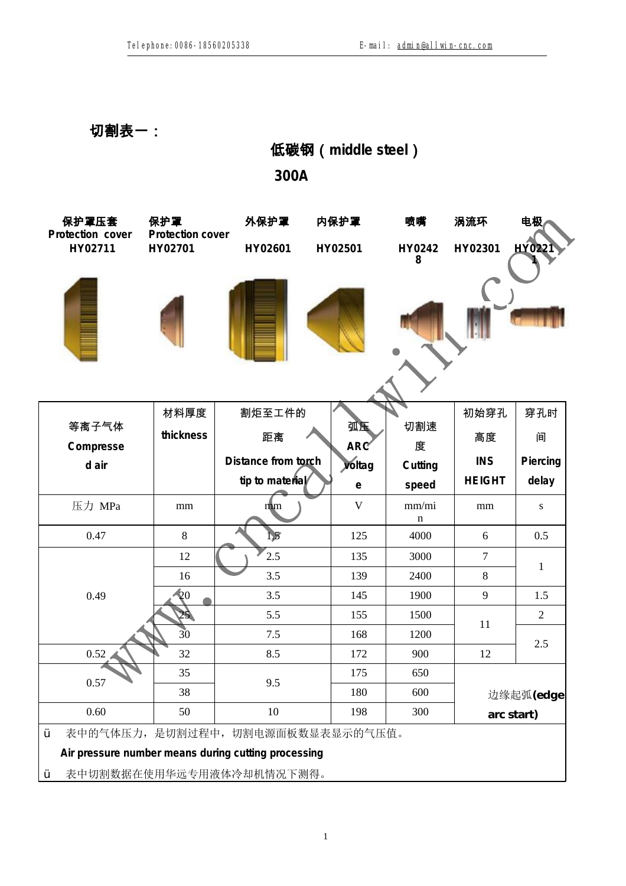**切割表一：**

**低碳钢（middle steel）**

**300A**

| 保护罩压套 Protection cover | 保护罩 Protection cover | 外保护罩 | 内保护罩 | 喷嘴 | 涡流环 | 电极 |
|---|---|---|---|---|---|---|
| HY02711 | HY02701 | HY02601 | HY02501 | HY02428 | HY02301 | HY02211 |

| 等离子气体 Compressed air | 材料厚度 thickness | 割炬至工件的距离 Distance from torch tip to material | 弧压 ARC voltage | 切割速度 Cutting speed | 初始穿孔高度 INS HEIGHT | 穿孔时间 Piercing delay |
|---|---|---|---|---|---|---|
| 压力 MPa | mm | mm | V | mm/min | mm | s |
| 0.47 | 8 | 1.5 | 125 | 4000 | 6 | 0.5 |
| 0.49 | 12 | 2.5 | 135 | 3000 | 7 | 1 |
| | 16 | 3.5 | 139 | 2400 | 8 | |
| | 20 | 3.5 | 145 | 1900 | 9 | 1.5 |
| | 25 | 5.5 | 155 | 1500 | 11 | 2 |
| | 30 | 7.5 | 168 | 1200 | | 2.5 |
| 0.52 | 32 | 8.5 | 172 | 900 | 12 | |
| 0.57 | 35 | 9.5 | 175 | 650 | 边缘起弧**(edge arc start)** | |
| | 38 | | 180 | 600 | | |
| 0.60 | 50 | 10 | 198 | 300 | | |

- 表中的气体压力，是切割过程中，切割电源面板数显表显示的气压值。
  **Air pressure number means during cutting processing**
- 表中切割数据在使用华远专用液体冷却机情况下测得。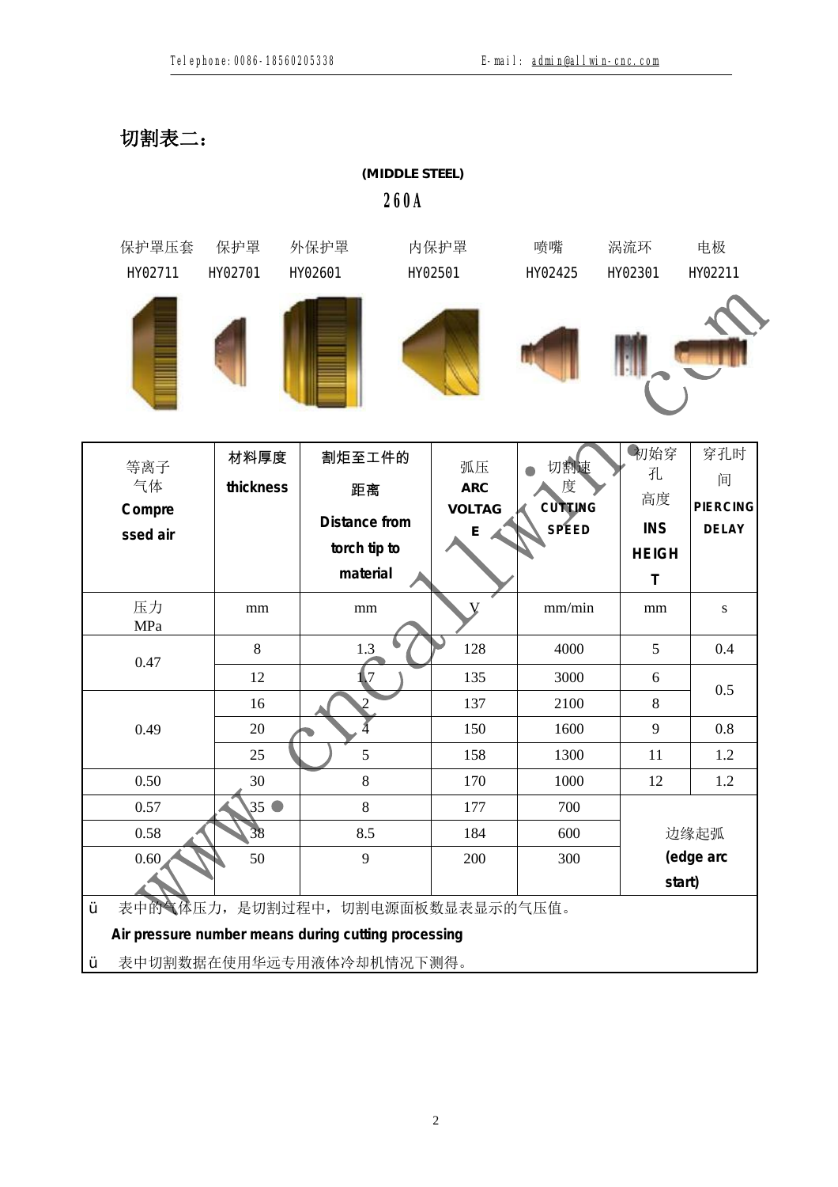## 切割表二：

**(MIDDLE STEEL)**

**260A**

| 保护罩压套 | 保护罩 | 外保护罩 | 内保护罩 | 喷嘴 | 涡流环 | 电极 |
|---|---|---|---|---|---|---|
| HY02711 | HY02701 | HY02601 | HY02501 | HY02425 | HY02301 | HY02211 |

| 等离子气体 Compressed air | 材料厚度 thickness | 割炬至工件的距离 Distance from torch tip to material | 弧压 ARC VOLTAGE | 切割速度 CUTTING SPEED | 初始穿孔高度 INS HEIGHT | 穿孔时间 PIERCING DELAY |
|---|---|---|---|---|---|---|
| 压力 MPa | mm | mm | V | mm/min | mm | s |
| 0.47 | 8 | 1.3 | 128 | 4000 | 5 | 0.4 |
| | 12 | 1.7 | 135 | 3000 | 6 | 0.5 |
| 0.49 | 16 | 2 | 137 | 2100 | 8 | |
| | 20 | 4 | 150 | 1600 | 9 | 0.8 |
| | 25 | 5 | 158 | 1300 | 11 | 1.2 |
| 0.50 | 30 | 8 | 170 | 1000 | 12 | 1.2 |
| 0.57 | 35 | 8 | 177 | 700 | 边缘起弧 (edge arc start) | |
| 0.58 | 38 | 8.5 | 184 | 600 | | |
| 0.60 | 50 | 9 | 200 | 300 | | |

- 表中的气体压力，是切割过程中，切割电源面板数显表显示的气压值。
  **Air pressure number means during cutting processing**
- 表中切割数据在使用华远专用液体冷却机情况下测得。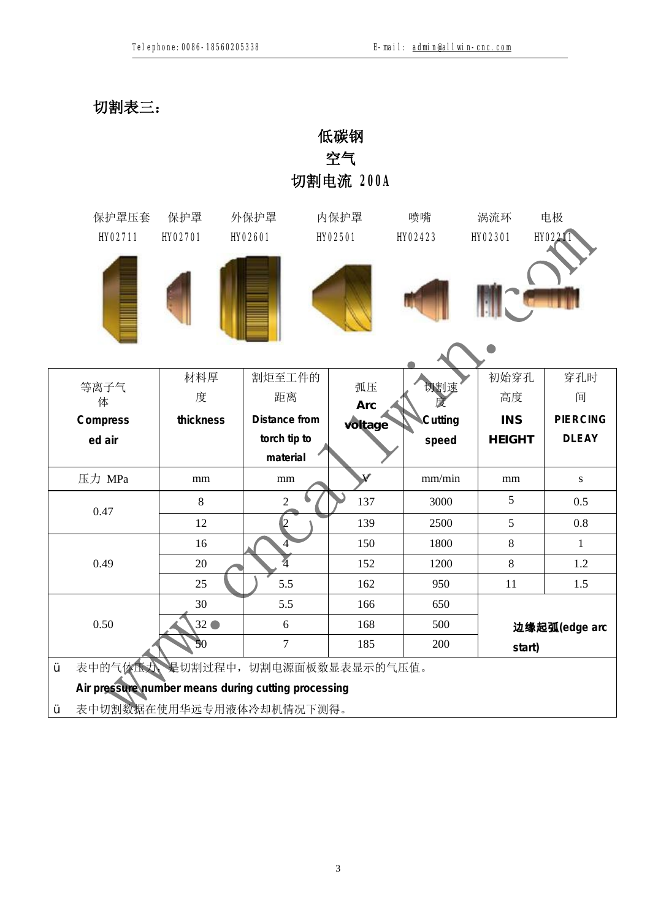**切割表三：**

**低碳钢**

**空气**

**切割电流 200A**

| 保护罩压套 | 保护罩 | 外保护罩 | 内保护罩 | 喷嘴 | 涡流环 | 电极 |
|---|---|---|---|---|---|---|
| HY02711 | HY02701 | HY02601 | HY02501 | HY02423 | HY02301 | HY02211 |

| 等离子气体 **Compressed air** | 材料厚度 **thickness** | 割炬至工件的距离 **Distance from torch tip to material** | 弧压 **Arc voltage** | 切割速度 **Cutting speed** | 初始穿孔高度 **INS HEIGHT** | 穿孔时间 **PIERCING DLEAY** |
|---|---|---|---|---|---|---|
| 压力 MPa | mm | mm | V | mm/min | mm | s |
| 0.47 | 8 | 2 | 137 | 3000 | 5 | 0.5 |
| | 12 | 2 | 139 | 2500 | 5 | 0.8 |
| 0.49 | 16 | 4 | 150 | 1800 | 8 | 1 |
| | 20 | 4 | 152 | 1200 | 8 | 1.2 |
| | 25 | 5.5 | 162 | 950 | 11 | 1.5 |
| 0.50 | 30 | 5.5 | 166 | 650 | **边缘起弧(edge arc start)** | |
| | 32 ● | 6 | 168 | 500 | | |
| | 50 | 7 | 185 | 200 | | |

- 表中的气体压力，是切割过程中，切割电源面板数显表显示的气压值。
  **Air pressure number means during cutting processing**
- 表中切割数据在使用华远专用液体冷却机情况下测得。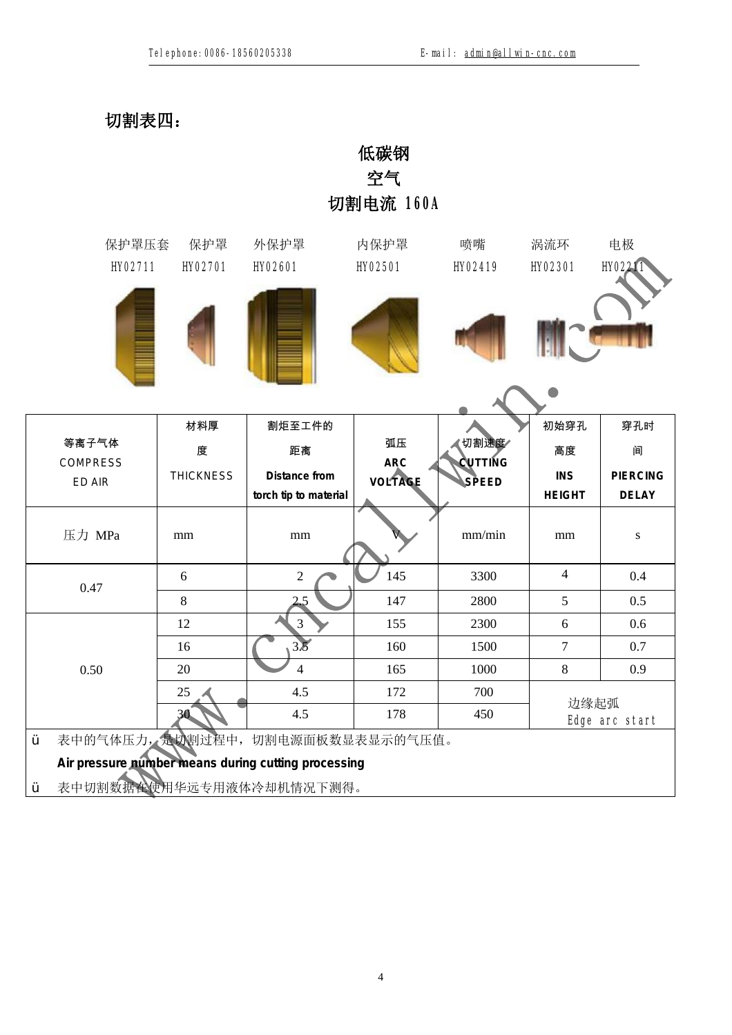## 切割表四：

### 低碳钢
### 空气
### 切割电流 160A

| 保护罩压套 | 保护罩 | 外保护罩 | 内保护罩 | 喷嘴 | 涡流环 | 电极 |
|---|---|---|---|---|---|---|
| HY02711 | HY02701 | HY02601 | HY02501 | HY02419 | HY02301 | HY02211 |

| 等离子气体 COMPRESSED AIR | 材料厚度 THICKNESS | 割炬至工件的距离 Distance from torch tip to material | 弧压 ARC VOLTAGE | 切割速度 CUTTING SPEED | 初始穿孔高度 INS HEIGHT | 穿孔时间 PIERCING DELAY |
|---|---|---|---|---|---|---|
| 压力 MPa | mm | mm | V | mm/min | mm | s |
| 0.47 | 6 | 2 | 145 | 3300 | 4 | 0.4 |
| | 8 | 2.5 | 147 | 2800 | 5 | 0.5 |
| 0.50 | 12 | 3 | 155 | 2300 | 6 | 0.6 |
| | 16 | 3.5 | 160 | 1500 | 7 | 0.7 |
| | 20 | 4 | 165 | 1000 | 8 | 0.9 |
| | 25 | 4.5 | 172 | 700 | 边缘起弧 Edge arc start | |
| | 30 | 4.5 | 178 | 450 | | |

- 表中的气体压力，是切割过程中，切割电源面板数显表显示的气压值。
  **Air pressure number means during cutting processing**
- 表中切割数据在使用华远专用液体冷却机情况下测得。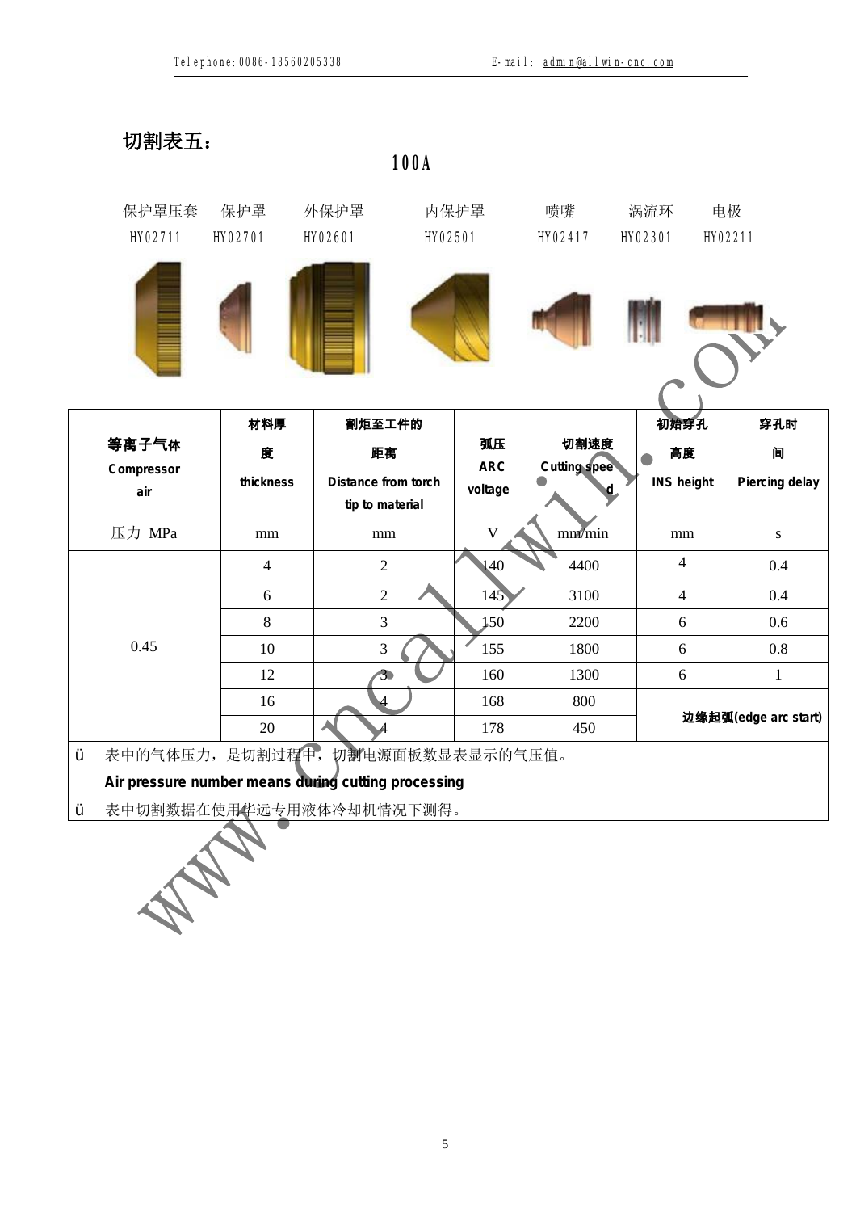## 切割表五：

**100A**

| 保护罩压套 | 保护罩 | 外保护罩 | 内保护罩 | 喷嘴 | 涡流环 | 电极 |
|---|---|---|---|---|---|---|
| HY02711 | HY02701 | HY02601 | HY02501 | HY02417 | HY02301 | HY02211 |

| 等离子气体 Compressor air | 材料厚度 thickness | 割炬至工件的距离 Distance from torch tip to material | 弧压 ARC voltage | 切割速度 Cutting speed | 初始穿孔高度 INS height | 穿孔时间 Piercing delay |
|---|---|---|---|---|---|---|
| 压力 MPa | mm | mm | V | mm/min | mm | s |
| 0.45 | 4 | 2 | 140 | 4400 | 4 | 0.4 |
| | 6 | 2 | 145 | 3100 | 4 | 0.4 |
| | 8 | 3 | 150 | 2200 | 6 | 0.6 |
| | 10 | 3 | 155 | 1800 | 6 | 0.8 |
| | 12 | 3 | 160 | 1300 | 6 | 1 |
| | 16 | 4 | 168 | 800 | 边缘起弧(edge arc start) | |
| | 20 | 4 | 178 | 450 | | |

- 表中的气体压力，是切割过程中，切割电源面板数显表显示的气压值。
  **Air pressure number means during cutting processing**
- 表中切割数据在使用华远专用液体冷却机情况下测得。